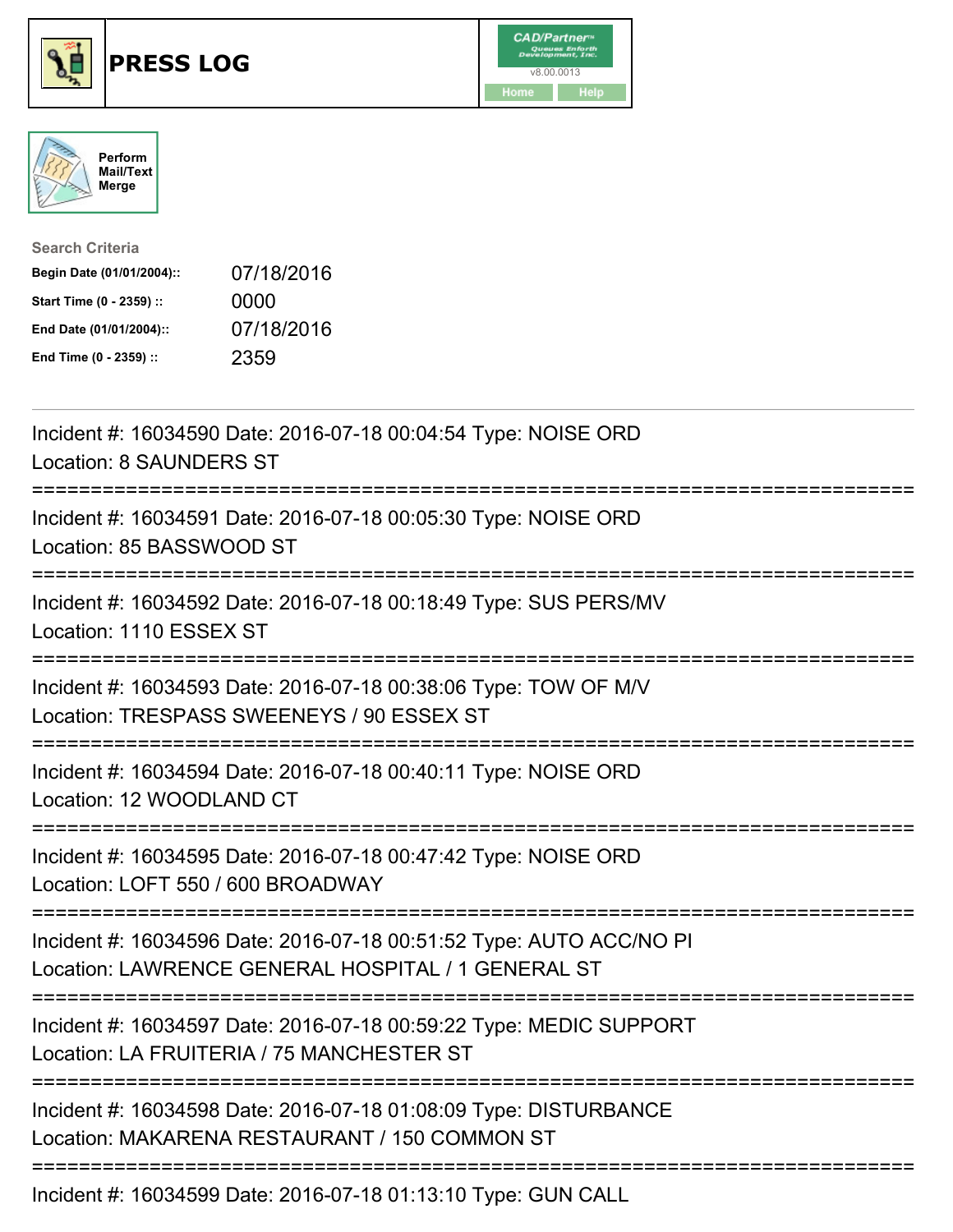# PRESS LOG

CAD/Partner
v8.00.0013
Home | Help

Perform Mail/Text Merge

**Search Criteria**

| | |
|---|---|
| **Begin Date (01/01/2004)::** | 07/18/2016 |
| **Start Time (0 - 2359) ::** | 0000 |
| **End Date (01/01/2004)::** | 07/18/2016 |
| **End Time (0 - 2359) ::** | 2359 |

---

Incident #: 16034590 Date: 2016-07-18 00:04:54 Type: NOISE ORD
Location: 8 SAUNDERS ST

===========================================================================

Incident #: 16034591 Date: 2016-07-18 00:05:30 Type: NOISE ORD
Location: 85 BASSWOOD ST

===========================================================================

Incident #: 16034592 Date: 2016-07-18 00:18:49 Type: SUS PERS/MV
Location: 1110 ESSEX ST

===========================================================================

Incident #: 16034593 Date: 2016-07-18 00:38:06 Type: TOW OF M/V
Location: TRESPASS SWEENEYS / 90 ESSEX ST

===========================================================================

Incident #: 16034594 Date: 2016-07-18 00:40:11 Type: NOISE ORD
Location: 12 WOODLAND CT

===========================================================================

Incident #: 16034595 Date: 2016-07-18 00:47:42 Type: NOISE ORD
Location: LOFT 550 / 600 BROADWAY

===========================================================================

Incident #: 16034596 Date: 2016-07-18 00:51:52 Type: AUTO ACC/NO PI
Location: LAWRENCE GENERAL HOSPITAL / 1 GENERAL ST

===========================================================================

Incident #: 16034597 Date: 2016-07-18 00:59:22 Type: MEDIC SUPPORT
Location: LA FRUITERIA / 75 MANCHESTER ST

===========================================================================

Incident #: 16034598 Date: 2016-07-18 01:08:09 Type: DISTURBANCE
Location: MAKARENA RESTAURANT / 150 COMMON ST

===========================================================================

Incident #: 16034599 Date: 2016-07-18 01:13:10 Type: GUN CALL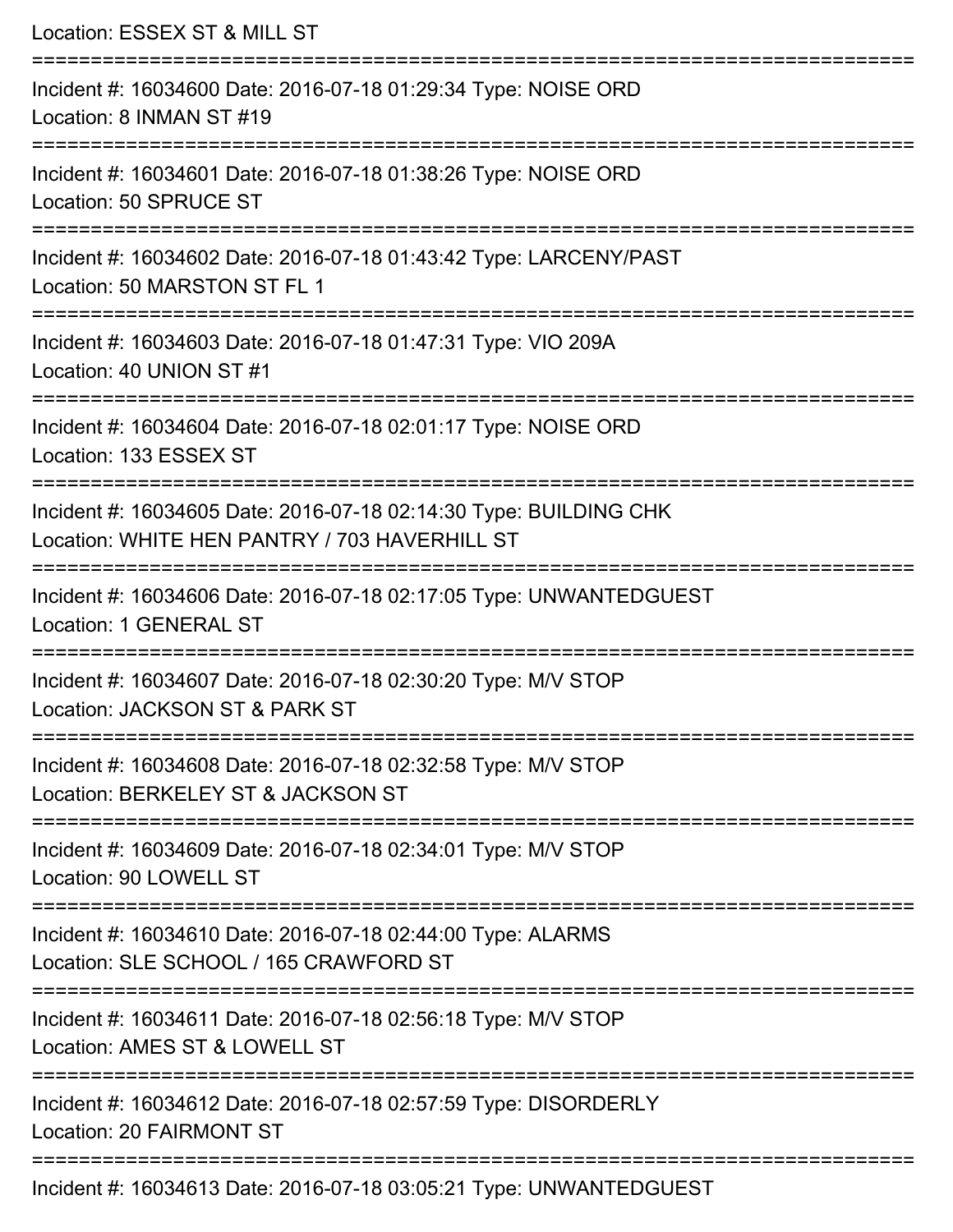Location: ESSEX ST & MILL ST

===========================================================================

Incident #: 16034600 Date: 2016-07-18 01:29:34 Type: NOISE ORD
Location: 8 INMAN ST #19

===========================================================================

Incident #: 16034601 Date: 2016-07-18 01:38:26 Type: NOISE ORD
Location: 50 SPRUCE ST

===========================================================================

Incident #: 16034602 Date: 2016-07-18 01:43:42 Type: LARCENY/PAST
Location: 50 MARSTON ST FL 1

===========================================================================

Incident #: 16034603 Date: 2016-07-18 01:47:31 Type: VIO 209A
Location: 40 UNION ST #1

===========================================================================

Incident #: 16034604 Date: 2016-07-18 02:01:17 Type: NOISE ORD
Location: 133 ESSEX ST

===========================================================================

Incident #: 16034605 Date: 2016-07-18 02:14:30 Type: BUILDING CHK
Location: WHITE HEN PANTRY / 703 HAVERHILL ST

===========================================================================

Incident #: 16034606 Date: 2016-07-18 02:17:05 Type: UNWANTEDGUEST
Location: 1 GENERAL ST

===========================================================================

Incident #: 16034607 Date: 2016-07-18 02:30:20 Type: M/V STOP
Location: JACKSON ST & PARK ST

===========================================================================

Incident #: 16034608 Date: 2016-07-18 02:32:58 Type: M/V STOP
Location: BERKELEY ST & JACKSON ST

===========================================================================

Incident #: 16034609 Date: 2016-07-18 02:34:01 Type: M/V STOP
Location: 90 LOWELL ST

===========================================================================

Incident #: 16034610 Date: 2016-07-18 02:44:00 Type: ALARMS
Location: SLE SCHOOL / 165 CRAWFORD ST

===========================================================================

Incident #: 16034611 Date: 2016-07-18 02:56:18 Type: M/V STOP
Location: AMES ST & LOWELL ST

===========================================================================

Incident #: 16034612 Date: 2016-07-18 02:57:59 Type: DISORDERLY
Location: 20 FAIRMONT ST

===========================================================================

Incident #: 16034613 Date: 2016-07-18 03:05:21 Type: UNWANTEDGUEST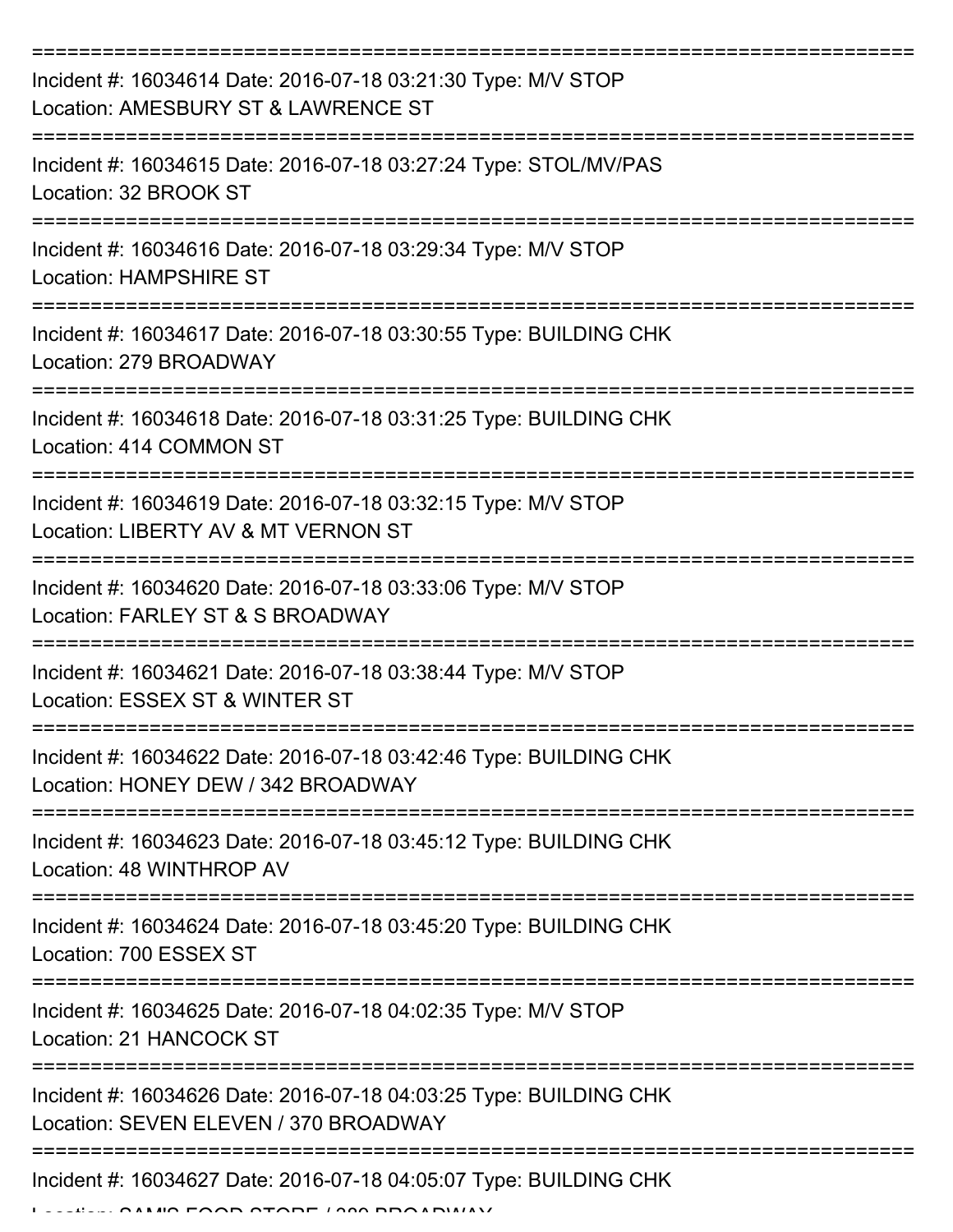===========================================================================

Incident #: 16034614 Date: 2016-07-18 03:21:30 Type: M/V STOP
Location: AMESBURY ST & LAWRENCE ST

===========================================================================

Incident #: 16034615 Date: 2016-07-18 03:27:24 Type: STOL/MV/PAS
Location: 32 BROOK ST

===========================================================================

Incident #: 16034616 Date: 2016-07-18 03:29:34 Type: M/V STOP
Location: HAMPSHIRE ST

===========================================================================

Incident #: 16034617 Date: 2016-07-18 03:30:55 Type: BUILDING CHK
Location: 279 BROADWAY

===========================================================================

Incident #: 16034618 Date: 2016-07-18 03:31:25 Type: BUILDING CHK
Location: 414 COMMON ST

===========================================================================

Incident #: 16034619 Date: 2016-07-18 03:32:15 Type: M/V STOP
Location: LIBERTY AV & MT VERNON ST

===========================================================================

Incident #: 16034620 Date: 2016-07-18 03:33:06 Type: M/V STOP
Location: FARLEY ST & S BROADWAY

===========================================================================

Incident #: 16034621 Date: 2016-07-18 03:38:44 Type: M/V STOP
Location: ESSEX ST & WINTER ST

===========================================================================

Incident #: 16034622 Date: 2016-07-18 03:42:46 Type: BUILDING CHK
Location: HONEY DEW / 342 BROADWAY

===========================================================================

Incident #: 16034623 Date: 2016-07-18 03:45:12 Type: BUILDING CHK
Location: 48 WINTHROP AV

===========================================================================

Incident #: 16034624 Date: 2016-07-18 03:45:20 Type: BUILDING CHK
Location: 700 ESSEX ST

===========================================================================

Incident #: 16034625 Date: 2016-07-18 04:02:35 Type: M/V STOP
Location: 21 HANCOCK ST

===========================================================================

Incident #: 16034626 Date: 2016-07-18 04:03:25 Type: BUILDING CHK
Location: SEVEN ELEVEN / 370 BROADWAY

===========================================================================

Incident #: 16034627 Date: 2016-07-18 04:05:07 Type: BUILDING CHK
Location: SAMS FOOD STORE / 389 BROADWAY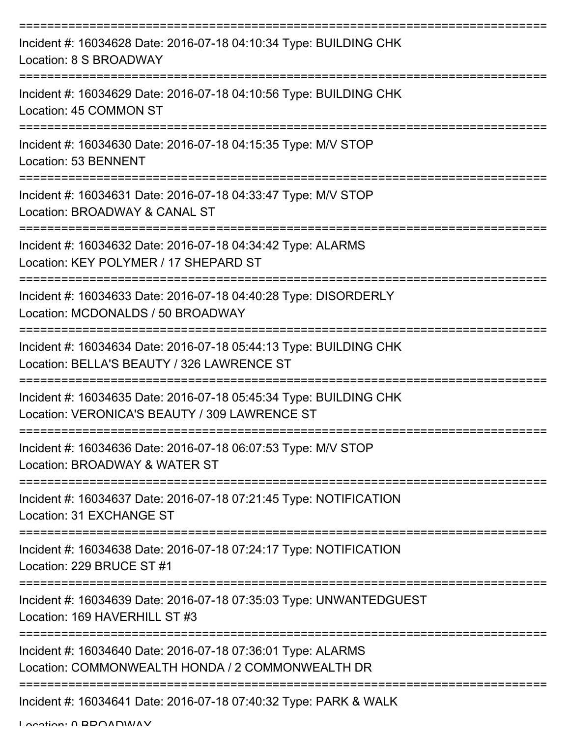===========================================================================

Incident #: 16034628 Date: 2016-07-18 04:10:34 Type: BUILDING CHK
Location: 8 S BROADWAY

===========================================================================

Incident #: 16034629 Date: 2016-07-18 04:10:56 Type: BUILDING CHK
Location: 45 COMMON ST

===========================================================================

Incident #: 16034630 Date: 2016-07-18 04:15:35 Type: M/V STOP
Location: 53 BENNENT

===========================================================================

Incident #: 16034631 Date: 2016-07-18 04:33:47 Type: M/V STOP
Location: BROADWAY & CANAL ST

===========================================================================

Incident #: 16034632 Date: 2016-07-18 04:34:42 Type: ALARMS
Location: KEY POLYMER / 17 SHEPARD ST

===========================================================================

Incident #: 16034633 Date: 2016-07-18 04:40:28 Type: DISORDERLY
Location: MCDONALDS / 50 BROADWAY

===========================================================================

Incident #: 16034634 Date: 2016-07-18 05:44:13 Type: BUILDING CHK
Location: BELLA'S BEAUTY / 326 LAWRENCE ST

===========================================================================

Incident #: 16034635 Date: 2016-07-18 05:45:34 Type: BUILDING CHK
Location: VERONICA'S BEAUTY / 309 LAWRENCE ST

===========================================================================

Incident #: 16034636 Date: 2016-07-18 06:07:53 Type: M/V STOP
Location: BROADWAY & WATER ST

===========================================================================

Incident #: 16034637 Date: 2016-07-18 07:21:45 Type: NOTIFICATION
Location: 31 EXCHANGE ST

===========================================================================

Incident #: 16034638 Date: 2016-07-18 07:24:17 Type: NOTIFICATION
Location: 229 BRUCE ST #1

===========================================================================

Incident #: 16034639 Date: 2016-07-18 07:35:03 Type: UNWANTEDGUEST
Location: 169 HAVERHILL ST #3

===========================================================================

Incident #: 16034640 Date: 2016-07-18 07:36:01 Type: ALARMS
Location: COMMONWEALTH HONDA / 2 COMMONWEALTH DR

===========================================================================

Incident #: 16034641 Date: 2016-07-18 07:40:32 Type: PARK & WALK
Location: 0 BROADWAY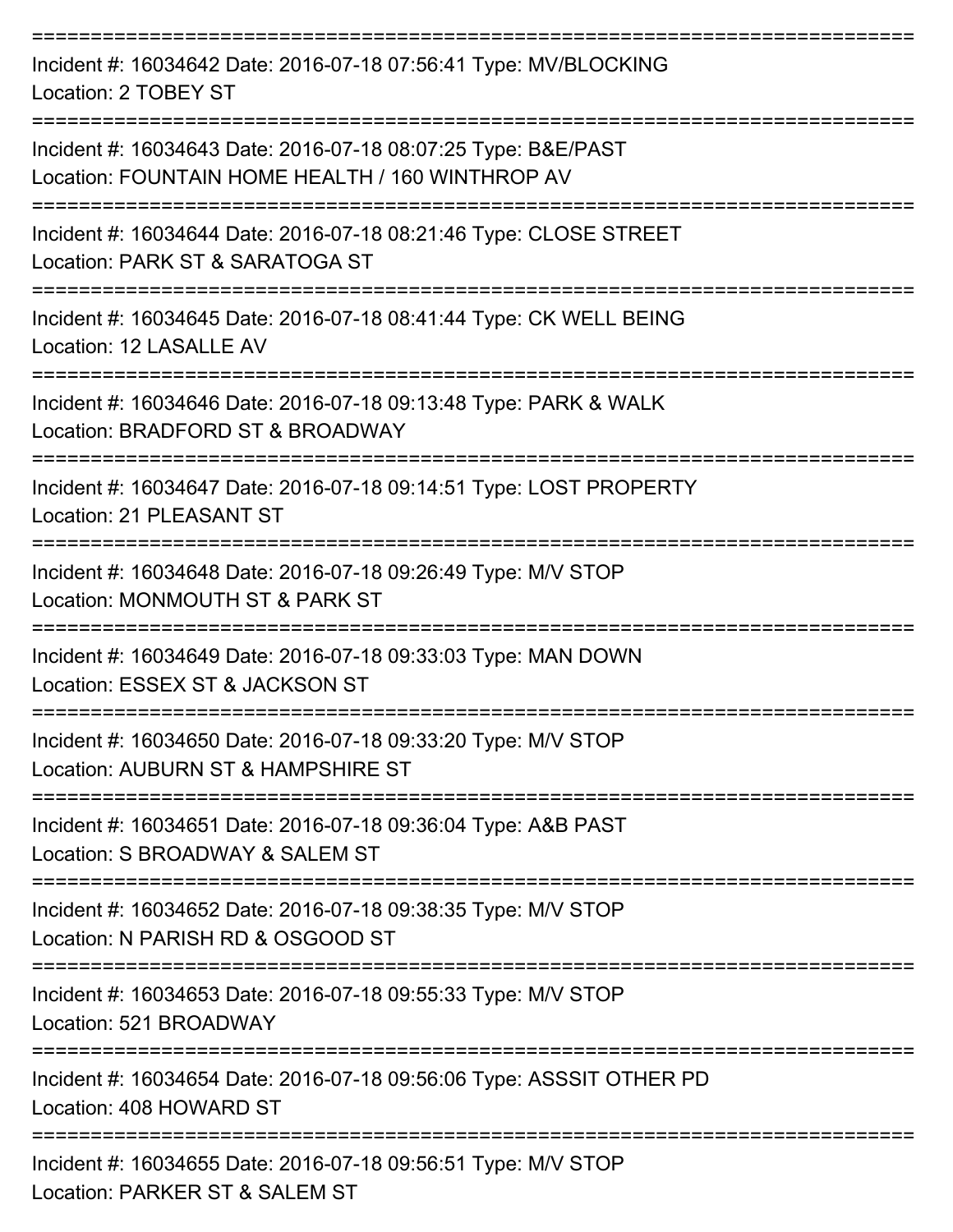===========================================================================

Incident #: 16034642 Date: 2016-07-18 07:56:41 Type: MV/BLOCKING
Location: 2 TOBEY ST

===========================================================================

Incident #: 16034643 Date: 2016-07-18 08:07:25 Type: B&E/PAST
Location: FOUNTAIN HOME HEALTH / 160 WINTHROP AV

===========================================================================

Incident #: 16034644 Date: 2016-07-18 08:21:46 Type: CLOSE STREET
Location: PARK ST & SARATOGA ST

===========================================================================

Incident #: 16034645 Date: 2016-07-18 08:41:44 Type: CK WELL BEING
Location: 12 LASALLE AV

===========================================================================

Incident #: 16034646 Date: 2016-07-18 09:13:48 Type: PARK & WALK
Location: BRADFORD ST & BROADWAY

===========================================================================

Incident #: 16034647 Date: 2016-07-18 09:14:51 Type: LOST PROPERTY
Location: 21 PLEASANT ST

===========================================================================

Incident #: 16034648 Date: 2016-07-18 09:26:49 Type: M/V STOP
Location: MONMOUTH ST & PARK ST

===========================================================================

Incident #: 16034649 Date: 2016-07-18 09:33:03 Type: MAN DOWN
Location: ESSEX ST & JACKSON ST

===========================================================================

Incident #: 16034650 Date: 2016-07-18 09:33:20 Type: M/V STOP
Location: AUBURN ST & HAMPSHIRE ST

===========================================================================

Incident #: 16034651 Date: 2016-07-18 09:36:04 Type: A&B PAST
Location: S BROADWAY & SALEM ST

===========================================================================

Incident #: 16034652 Date: 2016-07-18 09:38:35 Type: M/V STOP
Location: N PARISH RD & OSGOOD ST

===========================================================================

Incident #: 16034653 Date: 2016-07-18 09:55:33 Type: M/V STOP
Location: 521 BROADWAY

===========================================================================

Incident #: 16034654 Date: 2016-07-18 09:56:06 Type: ASSSIT OTHER PD
Location: 408 HOWARD ST

===========================================================================

Incident #: 16034655 Date: 2016-07-18 09:56:51 Type: M/V STOP
Location: PARKER ST & SALEM ST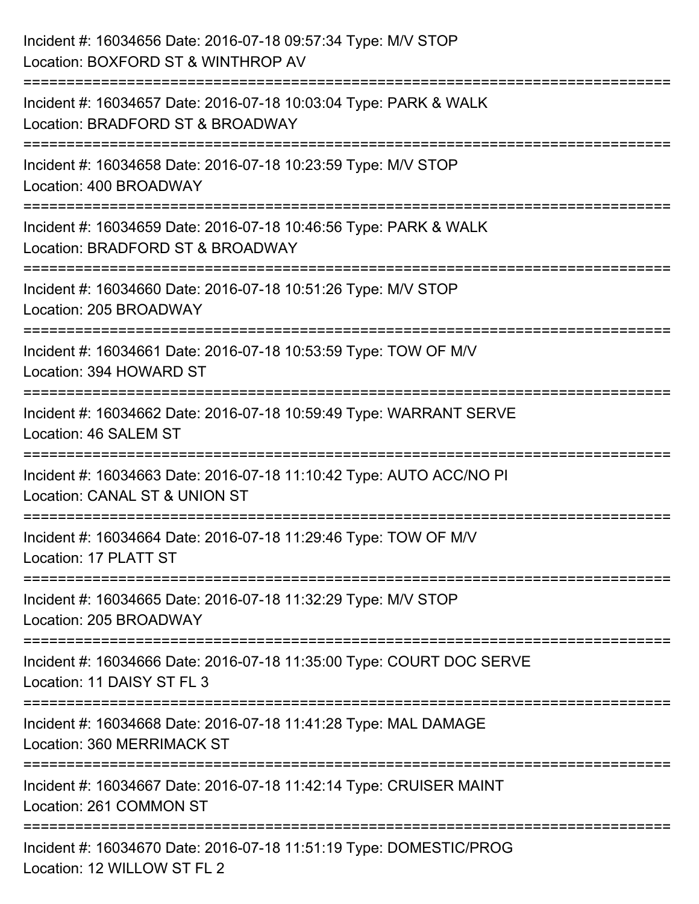Incident #: 16034656 Date: 2016-07-18 09:57:34 Type: M/V STOP
Location: BOXFORD ST & WINTHROP AV

===========================================================================

Incident #: 16034657 Date: 2016-07-18 10:03:04 Type: PARK & WALK
Location: BRADFORD ST & BROADWAY

===========================================================================

Incident #: 16034658 Date: 2016-07-18 10:23:59 Type: M/V STOP
Location: 400 BROADWAY

===========================================================================

Incident #: 16034659 Date: 2016-07-18 10:46:56 Type: PARK & WALK
Location: BRADFORD ST & BROADWAY

===========================================================================

Incident #: 16034660 Date: 2016-07-18 10:51:26 Type: M/V STOP
Location: 205 BROADWAY

===========================================================================

Incident #: 16034661 Date: 2016-07-18 10:53:59 Type: TOW OF M/V
Location: 394 HOWARD ST

===========================================================================

Incident #: 16034662 Date: 2016-07-18 10:59:49 Type: WARRANT SERVE
Location: 46 SALEM ST

===========================================================================

Incident #: 16034663 Date: 2016-07-18 11:10:42 Type: AUTO ACC/NO PI
Location: CANAL ST & UNION ST

===========================================================================

Incident #: 16034664 Date: 2016-07-18 11:29:46 Type: TOW OF M/V
Location: 17 PLATT ST

===========================================================================

Incident #: 16034665 Date: 2016-07-18 11:32:29 Type: M/V STOP
Location: 205 BROADWAY

===========================================================================

Incident #: 16034666 Date: 2016-07-18 11:35:00 Type: COURT DOC SERVE
Location: 11 DAISY ST FL 3

===========================================================================

Incident #: 16034668 Date: 2016-07-18 11:41:28 Type: MAL DAMAGE
Location: 360 MERRIMACK ST

===========================================================================

Incident #: 16034667 Date: 2016-07-18 11:42:14 Type: CRUISER MAINT
Location: 261 COMMON ST

===========================================================================

Incident #: 16034670 Date: 2016-07-18 11:51:19 Type: DOMESTIC/PROG
Location: 12 WILLOW ST FL 2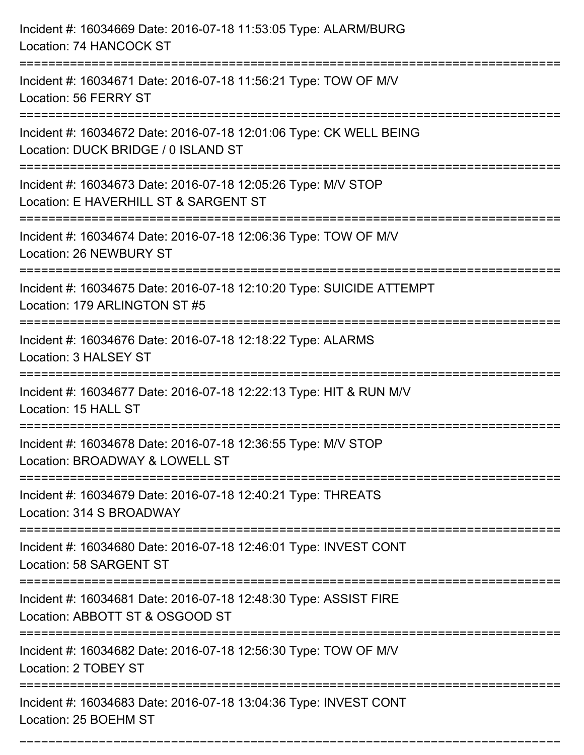Incident #: 16034669 Date: 2016-07-18 11:53:05 Type: ALARM/BURG
Location: 74 HANCOCK ST

===========================================================================

Incident #: 16034671 Date: 2016-07-18 11:56:21 Type: TOW OF M/V
Location: 56 FERRY ST

===========================================================================

Incident #: 16034672 Date: 2016-07-18 12:01:06 Type: CK WELL BEING
Location: DUCK BRIDGE / 0 ISLAND ST

===========================================================================

Incident #: 16034673 Date: 2016-07-18 12:05:26 Type: M/V STOP
Location: E HAVERHILL ST & SARGENT ST

===========================================================================

Incident #: 16034674 Date: 2016-07-18 12:06:36 Type: TOW OF M/V
Location: 26 NEWBURY ST

===========================================================================

Incident #: 16034675 Date: 2016-07-18 12:10:20 Type: SUICIDE ATTEMPT
Location: 179 ARLINGTON ST #5

===========================================================================

Incident #: 16034676 Date: 2016-07-18 12:18:22 Type: ALARMS
Location: 3 HALSEY ST

===========================================================================

Incident #: 16034677 Date: 2016-07-18 12:22:13 Type: HIT & RUN M/V
Location: 15 HALL ST

===========================================================================

Incident #: 16034678 Date: 2016-07-18 12:36:55 Type: M/V STOP
Location: BROADWAY & LOWELL ST

===========================================================================

Incident #: 16034679 Date: 2016-07-18 12:40:21 Type: THREATS
Location: 314 S BROADWAY

===========================================================================

Incident #: 16034680 Date: 2016-07-18 12:46:01 Type: INVEST CONT
Location: 58 SARGENT ST

===========================================================================

Incident #: 16034681 Date: 2016-07-18 12:48:30 Type: ASSIST FIRE
Location: ABBOTT ST & OSGOOD ST

===========================================================================

Incident #: 16034682 Date: 2016-07-18 12:56:30 Type: TOW OF M/V
Location: 2 TOBEY ST

===========================================================================

Incident #: 16034683 Date: 2016-07-18 13:04:36 Type: INVEST CONT
Location: 25 BOEHM ST

===========================================================================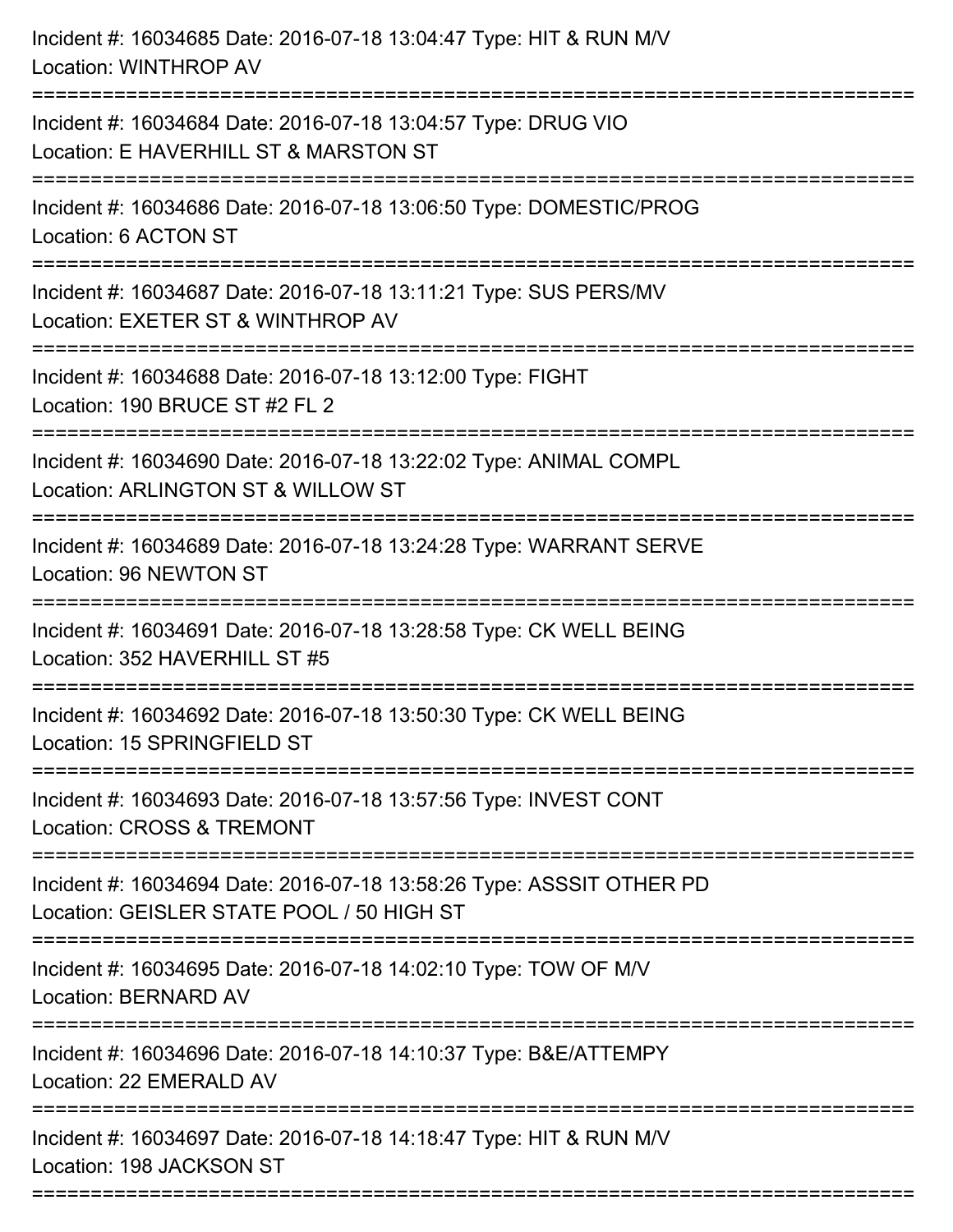Incident #: 16034685 Date: 2016-07-18 13:04:47 Type: HIT & RUN M/V
Location: WINTHROP AV

===========================================================================

Incident #: 16034684 Date: 2016-07-18 13:04:57 Type: DRUG VIO
Location: E HAVERHILL ST & MARSTON ST

===========================================================================

Incident #: 16034686 Date: 2016-07-18 13:06:50 Type: DOMESTIC/PROG
Location: 6 ACTON ST

===========================================================================

Incident #: 16034687 Date: 2016-07-18 13:11:21 Type: SUS PERS/MV
Location: EXETER ST & WINTHROP AV

===========================================================================

Incident #: 16034688 Date: 2016-07-18 13:12:00 Type: FIGHT
Location: 190 BRUCE ST #2 FL 2

===========================================================================

Incident #: 16034690 Date: 2016-07-18 13:22:02 Type: ANIMAL COMPL
Location: ARLINGTON ST & WILLOW ST

===========================================================================

Incident #: 16034689 Date: 2016-07-18 13:24:28 Type: WARRANT SERVE
Location: 96 NEWTON ST

===========================================================================

Incident #: 16034691 Date: 2016-07-18 13:28:58 Type: CK WELL BEING
Location: 352 HAVERHILL ST #5

===========================================================================

Incident #: 16034692 Date: 2016-07-18 13:50:30 Type: CK WELL BEING
Location: 15 SPRINGFIELD ST

===========================================================================

Incident #: 16034693 Date: 2016-07-18 13:57:56 Type: INVEST CONT
Location: CROSS & TREMONT

===========================================================================

Incident #: 16034694 Date: 2016-07-18 13:58:26 Type: ASSSIT OTHER PD
Location: GEISLER STATE POOL / 50 HIGH ST

===========================================================================

Incident #: 16034695 Date: 2016-07-18 14:02:10 Type: TOW OF M/V
Location: BERNARD AV

===========================================================================

Incident #: 16034696 Date: 2016-07-18 14:10:37 Type: B&E/ATTEMPY
Location: 22 EMERALD AV

===========================================================================

Incident #: 16034697 Date: 2016-07-18 14:18:47 Type: HIT & RUN M/V
Location: 198 JACKSON ST

===========================================================================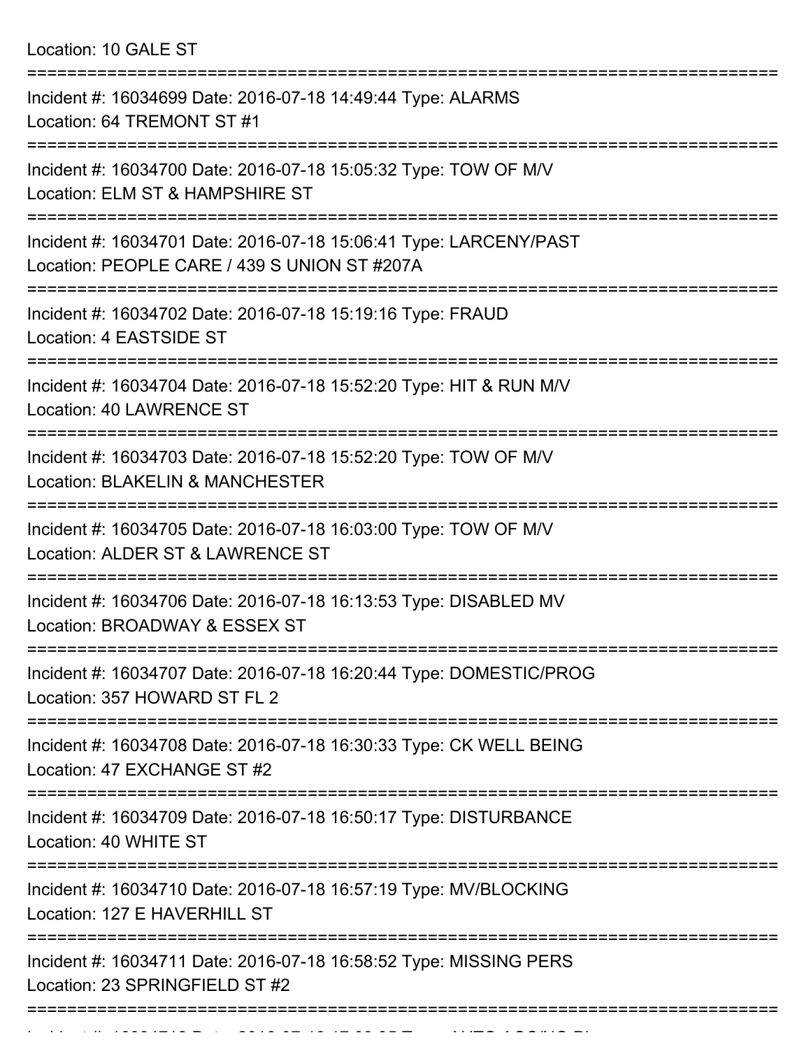Location: 10 GALE ST

===========================================================================

Incident #: 16034699 Date: 2016-07-18 14:49:44 Type: ALARMS
Location: 64 TREMONT ST #1

===========================================================================

Incident #: 16034700 Date: 2016-07-18 15:05:32 Type: TOW OF M/V
Location: ELM ST & HAMPSHIRE ST

===========================================================================

Incident #: 16034701 Date: 2016-07-18 15:06:41 Type: LARCENY/PAST
Location: PEOPLE CARE / 439 S UNION ST #207A

===========================================================================

Incident #: 16034702 Date: 2016-07-18 15:19:16 Type: FRAUD
Location: 4 EASTSIDE ST

===========================================================================

Incident #: 16034704 Date: 2016-07-18 15:52:20 Type: HIT & RUN M/V
Location: 40 LAWRENCE ST

===========================================================================

Incident #: 16034703 Date: 2016-07-18 15:52:20 Type: TOW OF M/V
Location: BLAKELIN & MANCHESTER

===========================================================================

Incident #: 16034705 Date: 2016-07-18 16:03:00 Type: TOW OF M/V
Location: ALDER ST & LAWRENCE ST

===========================================================================

Incident #: 16034706 Date: 2016-07-18 16:13:53 Type: DISABLED MV
Location: BROADWAY & ESSEX ST

===========================================================================

Incident #: 16034707 Date: 2016-07-18 16:20:44 Type: DOMESTIC/PROG
Location: 357 HOWARD ST FL 2

===========================================================================

Incident #: 16034708 Date: 2016-07-18 16:30:33 Type: CK WELL BEING
Location: 47 EXCHANGE ST #2

===========================================================================

Incident #: 16034709 Date: 2016-07-18 16:50:17 Type: DISTURBANCE
Location: 40 WHITE ST

===========================================================================

Incident #: 16034710 Date: 2016-07-18 16:57:19 Type: MV/BLOCKING
Location: 127 E HAVERHILL ST

===========================================================================

Incident #: 16034711 Date: 2016-07-18 16:58:52 Type: MISSING PERS
Location: 23 SPRINGFIELD ST #2

===========================================================================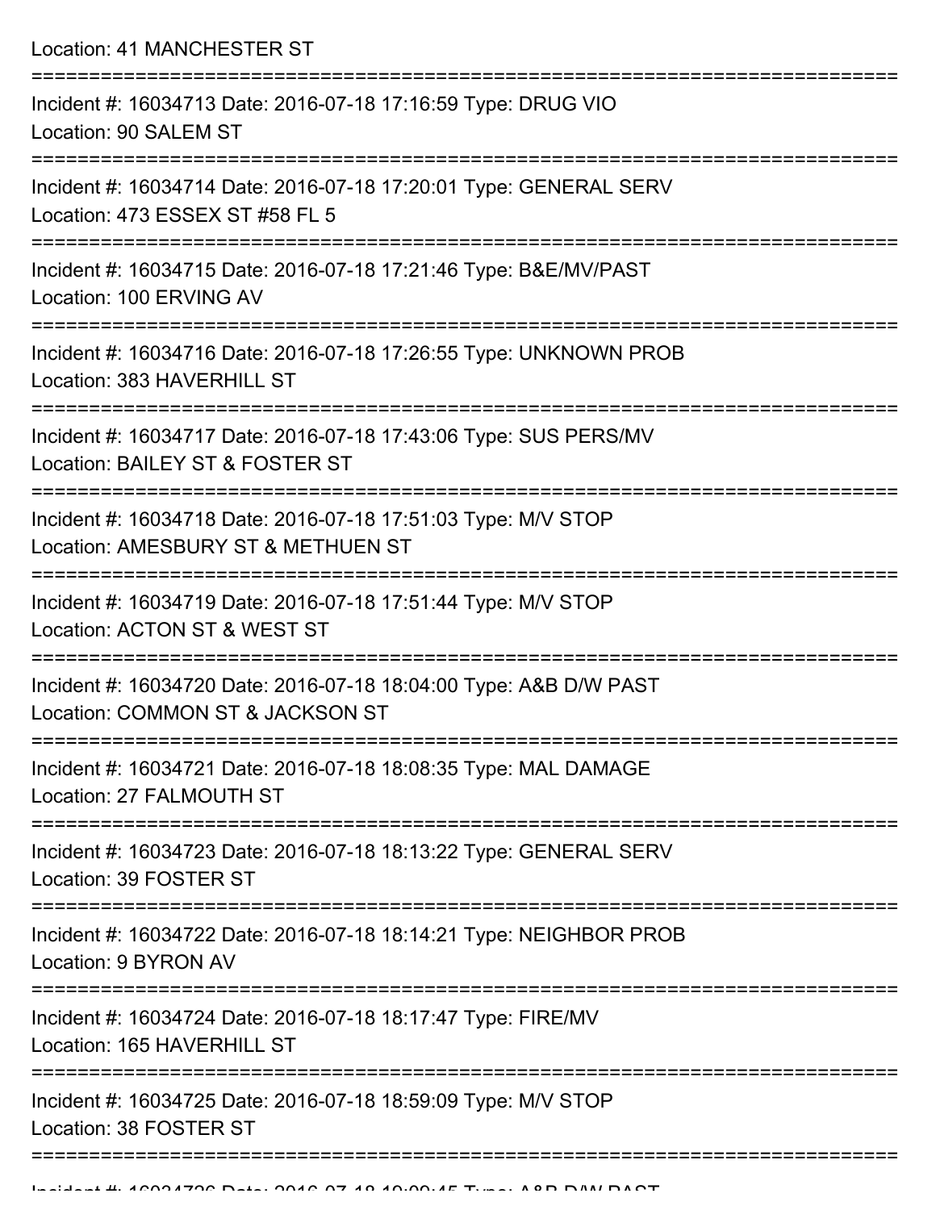Location: 41 MANCHESTER ST

===========================================================================

Incident #: 16034713 Date: 2016-07-18 17:16:59 Type: DRUG VIO
Location: 90 SALEM ST

===========================================================================

Incident #: 16034714 Date: 2016-07-18 17:20:01 Type: GENERAL SERV
Location: 473 ESSEX ST #58 FL 5

===========================================================================

Incident #: 16034715 Date: 2016-07-18 17:21:46 Type: B&E/MV/PAST
Location: 100 ERVING AV

===========================================================================

Incident #: 16034716 Date: 2016-07-18 17:26:55 Type: UNKNOWN PROB
Location: 383 HAVERHILL ST

===========================================================================

Incident #: 16034717 Date: 2016-07-18 17:43:06 Type: SUS PERS/MV
Location: BAILEY ST & FOSTER ST

===========================================================================

Incident #: 16034718 Date: 2016-07-18 17:51:03 Type: M/V STOP
Location: AMESBURY ST & METHUEN ST

===========================================================================

Incident #: 16034719 Date: 2016-07-18 17:51:44 Type: M/V STOP
Location: ACTON ST & WEST ST

===========================================================================

Incident #: 16034720 Date: 2016-07-18 18:04:00 Type: A&B D/W PAST
Location: COMMON ST & JACKSON ST

===========================================================================

Incident #: 16034721 Date: 2016-07-18 18:08:35 Type: MAL DAMAGE
Location: 27 FALMOUTH ST

===========================================================================

Incident #: 16034723 Date: 2016-07-18 18:13:22 Type: GENERAL SERV
Location: 39 FOSTER ST

===========================================================================

Incident #: 16034722 Date: 2016-07-18 18:14:21 Type: NEIGHBOR PROB
Location: 9 BYRON AV

===========================================================================

Incident #: 16034724 Date: 2016-07-18 18:17:47 Type: FIRE/MV
Location: 165 HAVERHILL ST

===========================================================================

Incident #: 16034725 Date: 2016-07-18 18:59:09 Type: M/V STOP
Location: 38 FOSTER ST

===========================================================================

Incident #: 16034726 Date: 2016-07-18 19:09:45 Type: A&B D/W PAST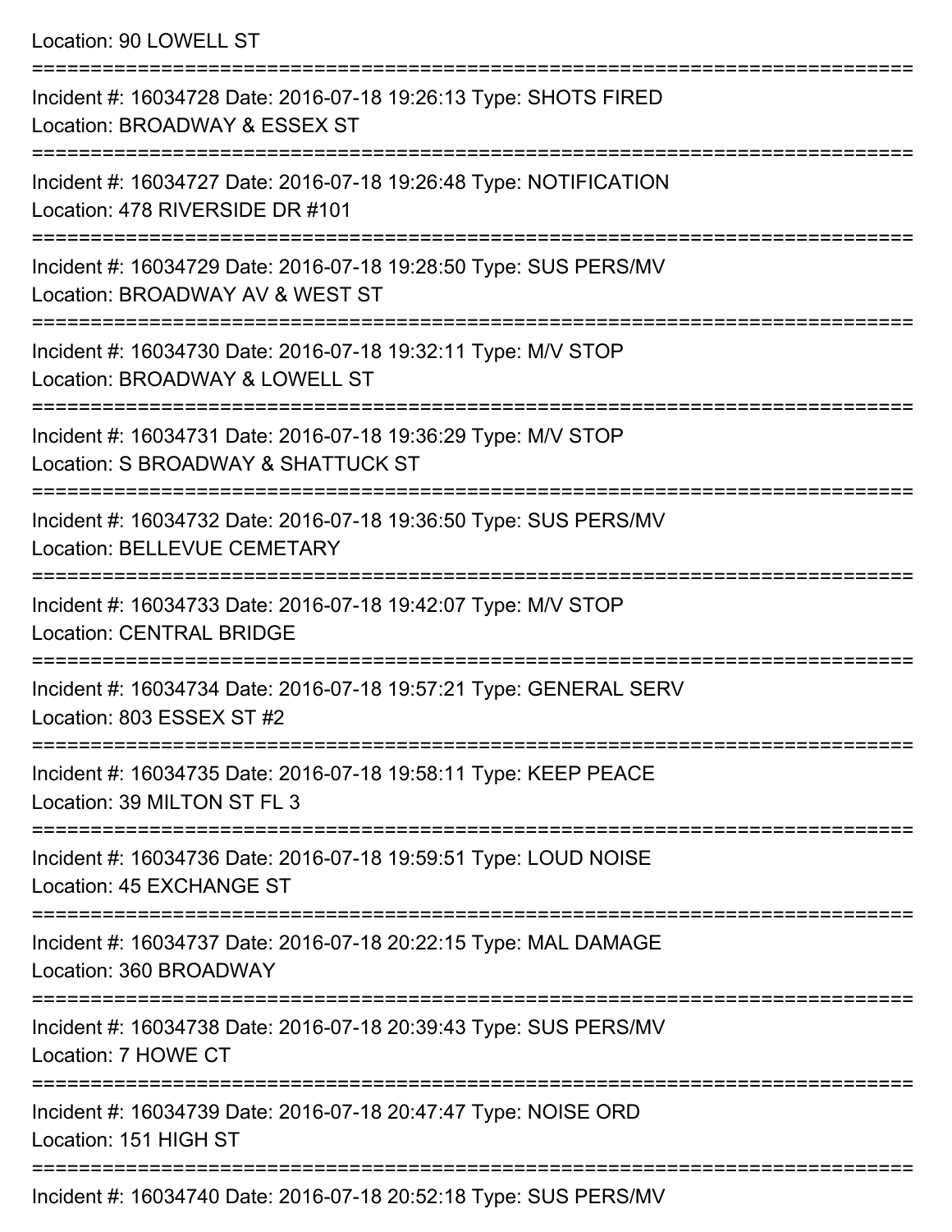Location: 90 LOWELL ST

===========================================================================

Incident #: 16034728 Date: 2016-07-18 19:26:13 Type: SHOTS FIRED
Location: BROADWAY & ESSEX ST

===========================================================================

Incident #: 16034727 Date: 2016-07-18 19:26:48 Type: NOTIFICATION
Location: 478 RIVERSIDE DR #101

===========================================================================

Incident #: 16034729 Date: 2016-07-18 19:28:50 Type: SUS PERS/MV
Location: BROADWAY AV & WEST ST

===========================================================================

Incident #: 16034730 Date: 2016-07-18 19:32:11 Type: M/V STOP
Location: BROADWAY & LOWELL ST

===========================================================================

Incident #: 16034731 Date: 2016-07-18 19:36:29 Type: M/V STOP
Location: S BROADWAY & SHATTUCK ST

===========================================================================

Incident #: 16034732 Date: 2016-07-18 19:36:50 Type: SUS PERS/MV
Location: BELLEVUE CEMETARY

===========================================================================

Incident #: 16034733 Date: 2016-07-18 19:42:07 Type: M/V STOP
Location: CENTRAL BRIDGE

===========================================================================

Incident #: 16034734 Date: 2016-07-18 19:57:21 Type: GENERAL SERV
Location: 803 ESSEX ST #2

===========================================================================

Incident #: 16034735 Date: 2016-07-18 19:58:11 Type: KEEP PEACE
Location: 39 MILTON ST FL 3

===========================================================================

Incident #: 16034736 Date: 2016-07-18 19:59:51 Type: LOUD NOISE
Location: 45 EXCHANGE ST

===========================================================================

Incident #: 16034737 Date: 2016-07-18 20:22:15 Type: MAL DAMAGE
Location: 360 BROADWAY

===========================================================================

Incident #: 16034738 Date: 2016-07-18 20:39:43 Type: SUS PERS/MV
Location: 7 HOWE CT

===========================================================================

Incident #: 16034739 Date: 2016-07-18 20:47:47 Type: NOISE ORD
Location: 151 HIGH ST

===========================================================================

Incident #: 16034740 Date: 2016-07-18 20:52:18 Type: SUS PERS/MV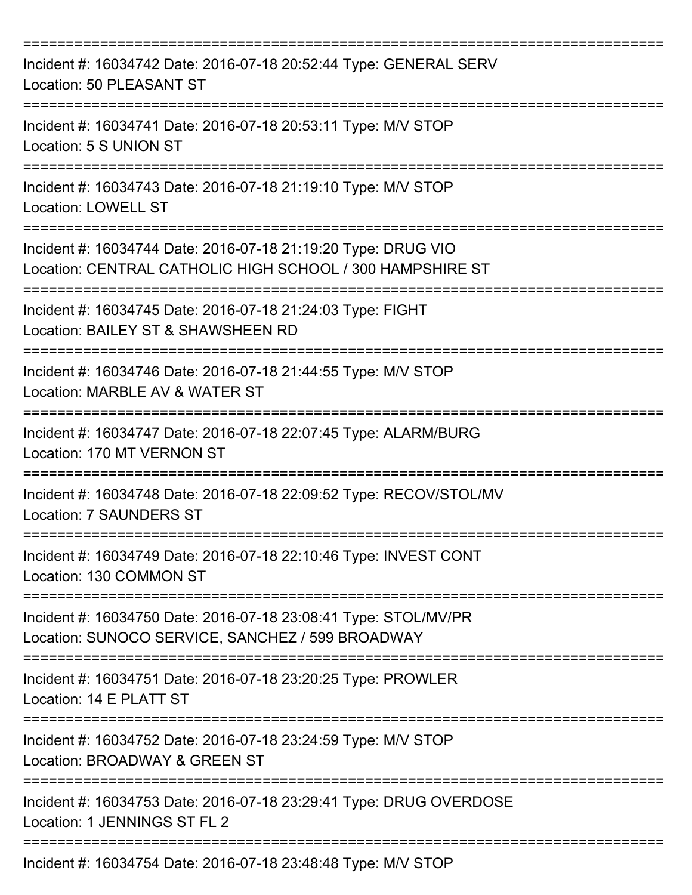===========================================================================
Incident #: 16034742 Date: 2016-07-18 20:52:44 Type: GENERAL SERV
Location: 50 PLEASANT ST
===========================================================================
Incident #: 16034741 Date: 2016-07-18 20:53:11 Type: M/V STOP
Location: 5 S UNION ST
===========================================================================
Incident #: 16034743 Date: 2016-07-18 21:19:10 Type: M/V STOP
Location: LOWELL ST
===========================================================================
Incident #: 16034744 Date: 2016-07-18 21:19:20 Type: DRUG VIO
Location: CENTRAL CATHOLIC HIGH SCHOOL / 300 HAMPSHIRE ST
===========================================================================
Incident #: 16034745 Date: 2016-07-18 21:24:03 Type: FIGHT
Location: BAILEY ST & SHAWSHEEN RD
===========================================================================
Incident #: 16034746 Date: 2016-07-18 21:44:55 Type: M/V STOP
Location: MARBLE AV & WATER ST
===========================================================================
Incident #: 16034747 Date: 2016-07-18 22:07:45 Type: ALARM/BURG
Location: 170 MT VERNON ST
===========================================================================
Incident #: 16034748 Date: 2016-07-18 22:09:52 Type: RECOV/STOL/MV
Location: 7 SAUNDERS ST
===========================================================================
Incident #: 16034749 Date: 2016-07-18 22:10:46 Type: INVEST CONT
Location: 130 COMMON ST
===========================================================================
Incident #: 16034750 Date: 2016-07-18 23:08:41 Type: STOL/MV/PR
Location: SUNOCO SERVICE, SANCHEZ / 599 BROADWAY
===========================================================================
Incident #: 16034751 Date: 2016-07-18 23:20:25 Type: PROWLER
Location: 14 E PLATT ST
===========================================================================
Incident #: 16034752 Date: 2016-07-18 23:24:59 Type: M/V STOP
Location: BROADWAY & GREEN ST
===========================================================================
Incident #: 16034753 Date: 2016-07-18 23:29:41 Type: DRUG OVERDOSE
Location: 1 JENNINGS ST FL 2
===========================================================================
Incident #: 16034754 Date: 2016-07-18 23:48:48 Type: M/V STOP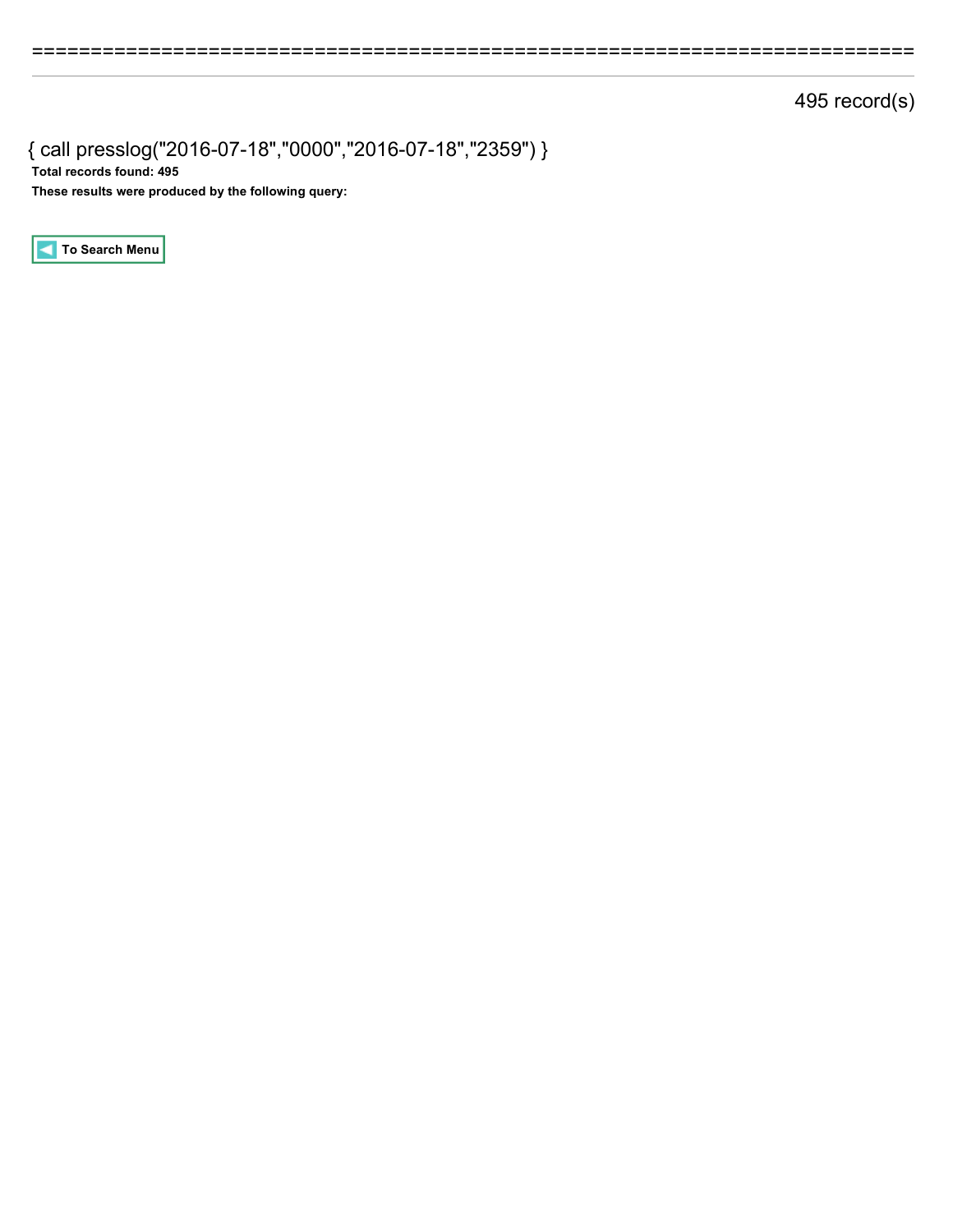==========================================================================

---

495 record(s)

{ call presslog("2016-07-18","0000","2016-07-18","2359") }

**Total records found: 495**

**These results were produced by the following query:**

**To Search Menu**